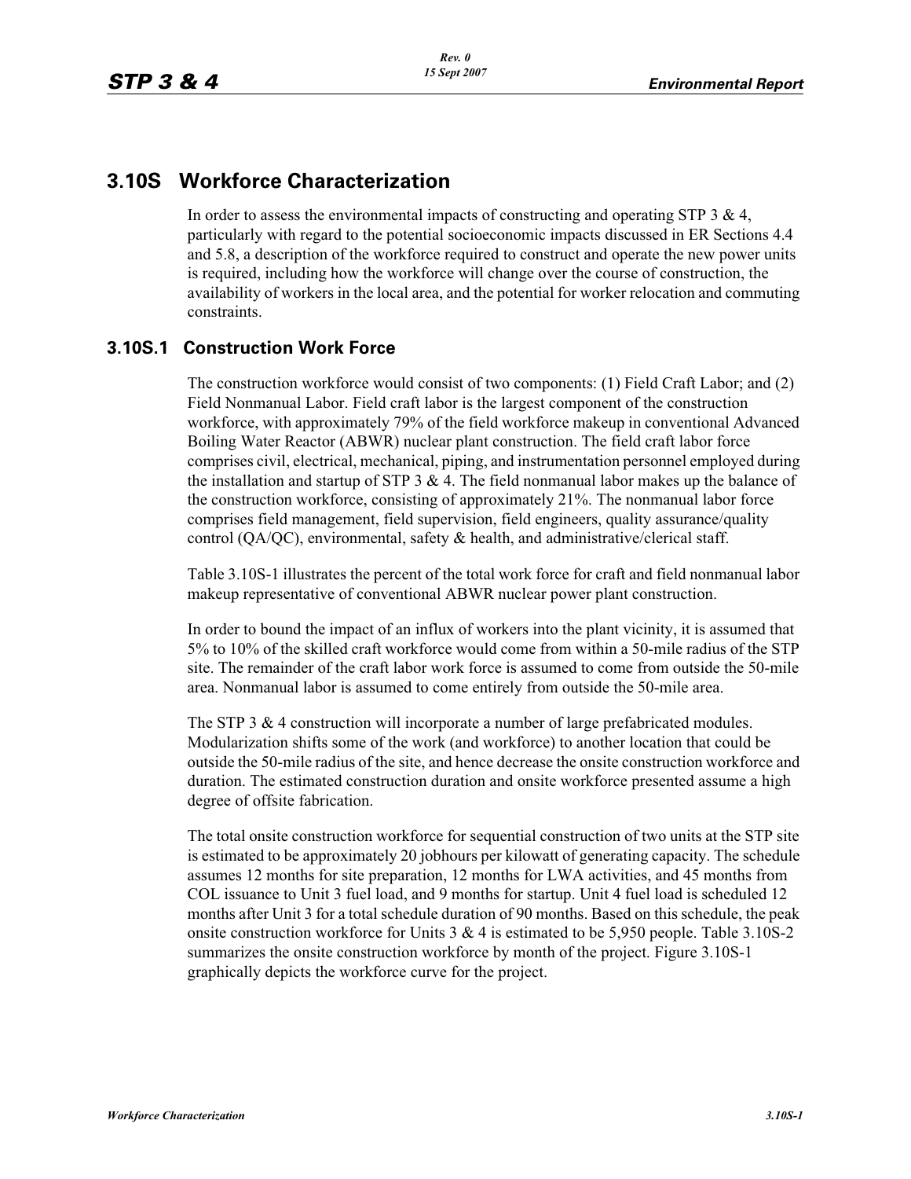# 3.10S Workforce Characterization

In order to assess the environmental impacts of constructing and operating STP 3 & 4, particularly with regard to the potential socioeconomic impacts discussed in ER Sections 4.4 and 5.8, a description of the workforce required to construct and operate the new power units is required, including how the workforce will change over the course of construction, the availability of workers in the local area, and the potential for worker relocation and commuting constraints.

## 3.10S.1 Construction Work Force

The construction workforce would consist of two components: (1) Field Craft Labor; and (2) Field Nonmanual Labor. Field craft labor is the largest component of the construction workforce, with approximately 79% of the field workforce makeup in conventional Advanced Boiling Water Reactor (ABWR) nuclear plant construction. The field craft labor force comprises civil, electrical, mechanical, piping, and instrumentation personnel employed during the installation and startup of STP 3 & 4. The field nonmanual labor makes up the balance of the construction workforce, consisting of approximately 21%. The nonmanual labor force comprises field management, field supervision, field engineers, quality assurance/quality control (QA/QC), environmental, safety & health, and administrative/clerical staff.

Table 3.10S-1 illustrates the percent of the total work force for craft and field nonmanual labor makeup representative of conventional ABWR nuclear power plant construction.

In order to bound the impact of an influx of workers into the plant vicinity, it is assumed that 5% to 10% of the skilled craft workforce would come from within a 50-mile radius of the STP site. The remainder of the craft labor work force is assumed to come from outside the 50-mile area. Nonmanual labor is assumed to come entirely from outside the 50-mile area.

The STP 3 & 4 construction will incorporate a number of large prefabricated modules. Modularization shifts some of the work (and workforce) to another location that could be outside the 50-mile radius of the site, and hence decrease the onsite construction workforce and duration. The estimated construction duration and onsite workforce presented assume a high degree of offsite fabrication.

The total onsite construction workforce for sequential construction of two units at the STP site is estimated to be approximately 20 jobhours per kilowatt of generating capacity. The schedule assumes 12 months for site preparation, 12 months for LWA activities, and 45 months from COL issuance to Unit 3 fuel load, and 9 months for startup. Unit 4 fuel load is scheduled 12 months after Unit 3 for a total schedule duration of 90 months. Based on this schedule, the peak onsite construction workforce for Units 3 & 4 is estimated to be 5,950 people. Table 3.10S-2 summarizes the onsite construction workforce by month of the project. Figure 3.10S-1 graphically depicts the workforce curve for the project.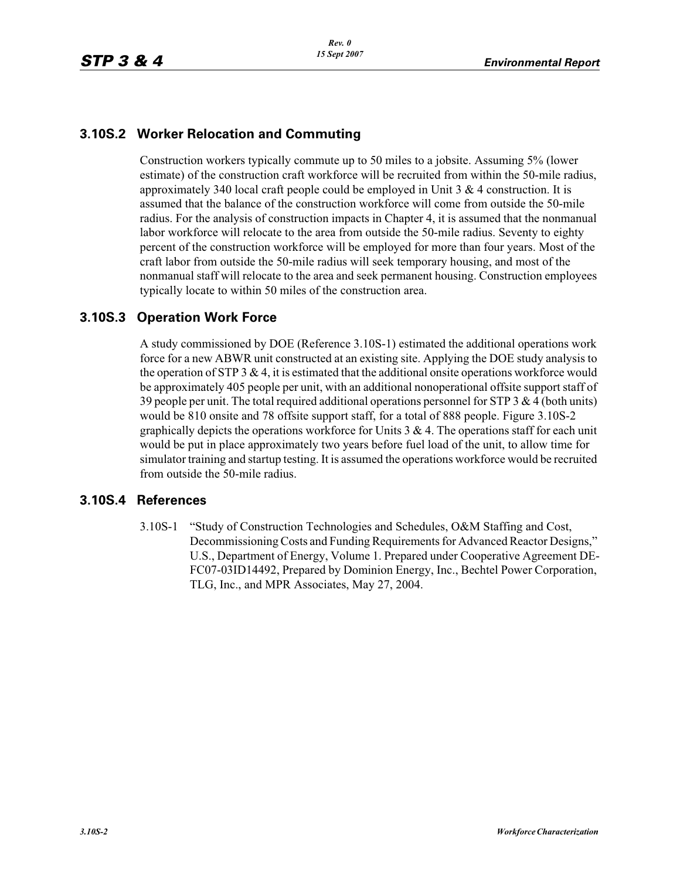## 3.10S.2 Worker Relocation and Commuting

Construction workers typically commute up to 50 miles to a jobsite. Assuming 5% (lower estimate) of the construction craft workforce will be recruited from within the 50-mile radius, approximately 340 local craft people could be employed in Unit 3 & 4 construction. It is assumed that the balance of the construction workforce will come from outside the 50-mile radius. For the analysis of construction impacts in Chapter 4, it is assumed that the nonmanual labor workforce will relocate to the area from outside the 50-mile radius. Seventy to eighty percent of the construction workforce will be employed for more than four years. Most of the craft labor from outside the 50-mile radius will seek temporary housing, and most of the nonmanual staff will relocate to the area and seek permanent housing. Construction employees typically locate to within 50 miles of the construction area.

## 3.10S.3 Operation Work Force

A study commissioned by DOE (Reference 3.10S-1) estimated the additional operations work force for a new ABWR unit constructed at an existing site. Applying the DOE study analysis to the operation of STP 3 & 4, it is estimated that the additional onsite operations workforce would be approximately 405 people per unit, with an additional nonoperational offsite support staff of 39 people per unit. The total required additional operations personnel for STP 3 & 4 (both units) would be 810 onsite and 78 offsite support staff, for a total of 888 people. Figure 3.10S-2 graphically depicts the operations workforce for Units 3 & 4. The operations staff for each unit would be put in place approximately two years before fuel load of the unit, to allow time for simulator training and startup testing. It is assumed the operations workforce would be recruited from outside the 50-mile radius.

## 3.10S.4 References

3.10S-1 "Study of Construction Technologies and Schedules, O&M Staffing and Cost, Decommissioning Costs and Funding Requirements for Advanced Reactor Designs," U.S., Department of Energy, Volume 1. Prepared under Cooperative Agreement DE-FC07-03ID14492, Prepared by Dominion Energy, Inc., Bechtel Power Corporation, TLG, Inc., and MPR Associates, May 27, 2004.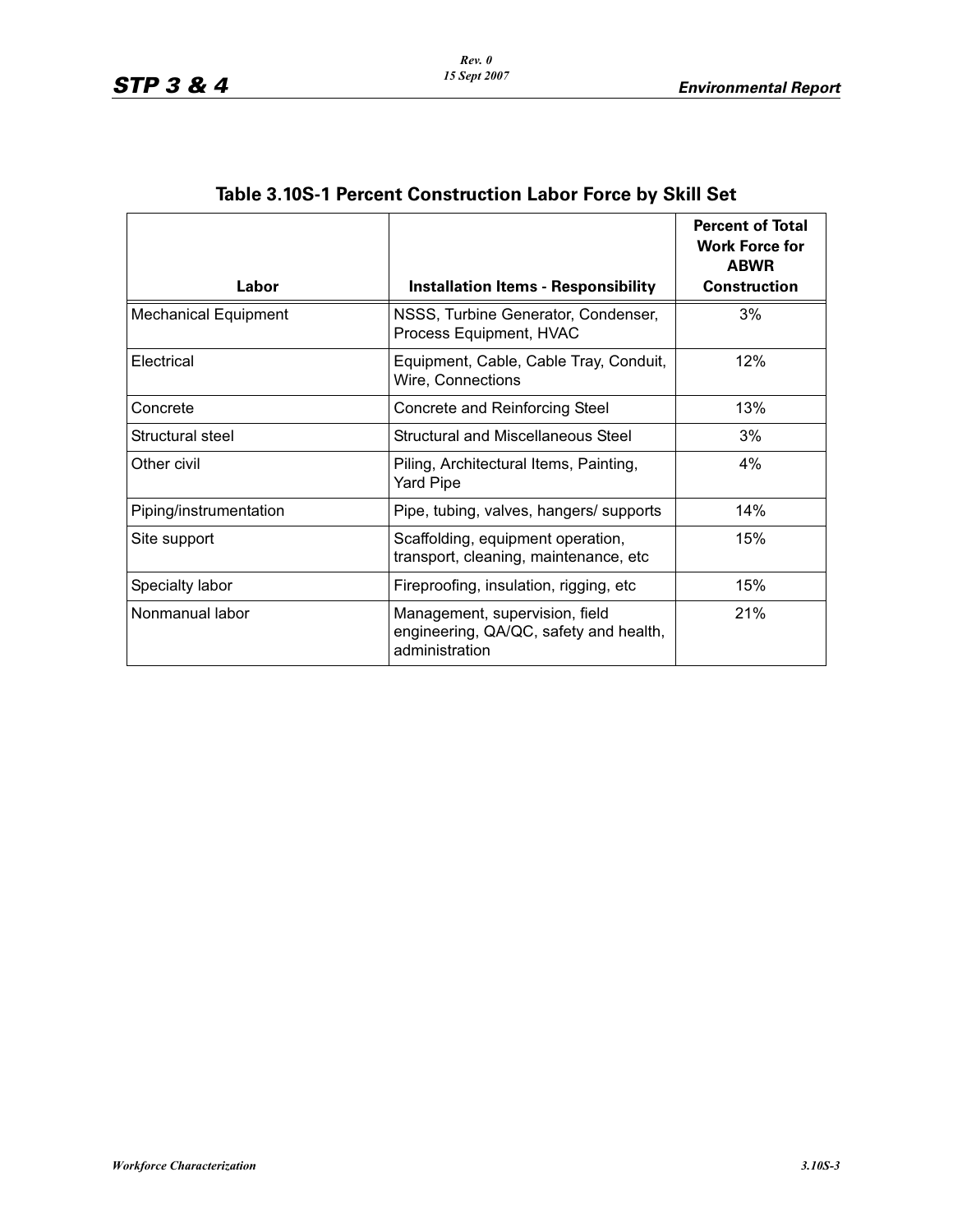## Table 3.10S-1 Percent Construction Labor Force by Skill Set

| Labor | Installation Items - Responsibility | Percent of Total Work Force for ABWR Construction |
|---|---|---|
| Mechanical Equipment | NSSS, Turbine Generator, Condenser, Process Equipment, HVAC | 3% |
| Electrical | Equipment, Cable, Cable Tray, Conduit, Wire, Connections | 12% |
| Concrete | Concrete and Reinforcing Steel | 13% |
| Structural steel | Structural and Miscellaneous Steel | 3% |
| Other civil | Piling, Architectural Items, Painting, Yard Pipe | 4% |
| Piping/instrumentation | Pipe, tubing, valves, hangers/ supports | 14% |
| Site support | Scaffolding, equipment operation, transport, cleaning, maintenance, etc | 15% |
| Specialty labor | Fireproofing, insulation, rigging, etc | 15% |
| Nonmanual labor | Management, supervision, field engineering, QA/QC, safety and health, administration | 21% |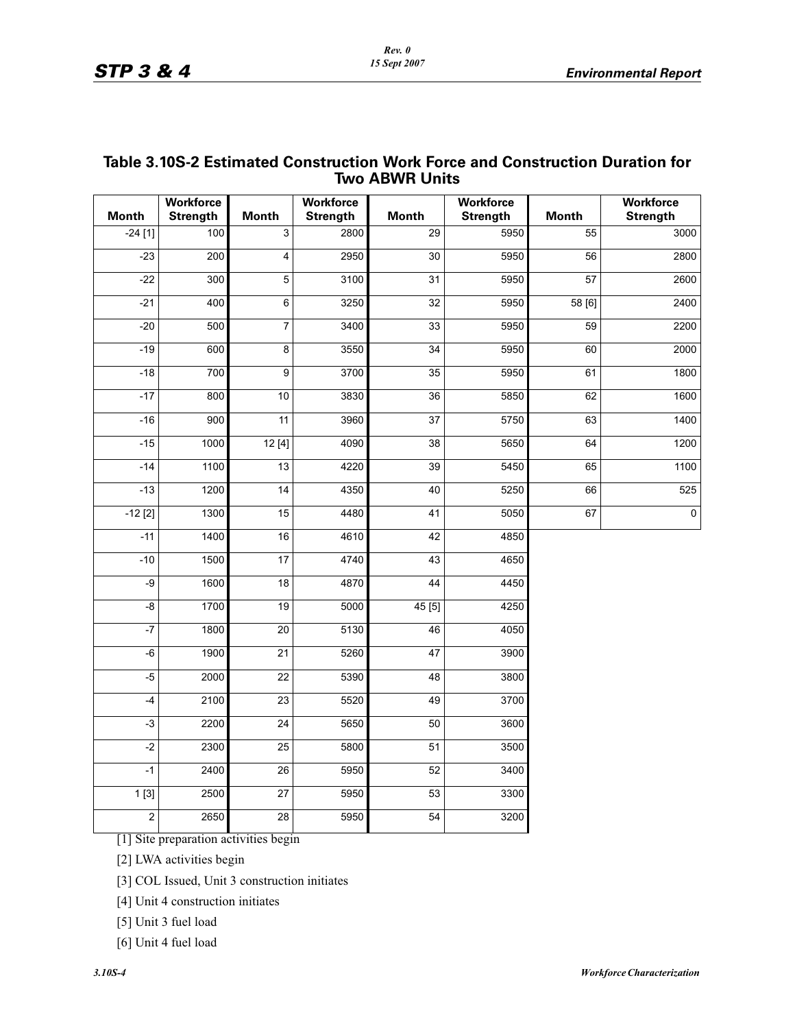## Table 3.10S-2 Estimated Construction Work Force and Construction Duration for Two ABWR Units

| Month | Workforce Strength | Month | Workforce Strength | Month | Workforce Strength | Month | Workforce Strength |
|---|---|---|---|---|---|---|---|
| -24 [1] | 100 | 3 | 2800 | 29 | 5950 | 55 | 3000 |
| -23 | 200 | 4 | 2950 | 30 | 5950 | 56 | 2800 |
| -22 | 300 | 5 | 3100 | 31 | 5950 | 57 | 2600 |
| -21 | 400 | 6 | 3250 | 32 | 5950 | 58 [6] | 2400 |
| -20 | 500 | 7 | 3400 | 33 | 5950 | 59 | 2200 |
| -19 | 600 | 8 | 3550 | 34 | 5950 | 60 | 2000 |
| -18 | 700 | 9 | 3700 | 35 | 5950 | 61 | 1800 |
| -17 | 800 | 10 | 3830 | 36 | 5850 | 62 | 1600 |
| -16 | 900 | 11 | 3960 | 37 | 5750 | 63 | 1400 |
| -15 | 1000 | 12 [4] | 4090 | 38 | 5650 | 64 | 1200 |
| -14 | 1100 | 13 | 4220 | 39 | 5450 | 65 | 1100 |
| -13 | 1200 | 14 | 4350 | 40 | 5250 | 66 | 525 |
| -12 [2] | 1300 | 15 | 4480 | 41 | 5050 | 67 | 0 |
| -11 | 1400 | 16 | 4610 | 42 | 4850 | | |
| -10 | 1500 | 17 | 4740 | 43 | 4650 | | |
| -9 | 1600 | 18 | 4870 | 44 | 4450 | | |
| -8 | 1700 | 19 | 5000 | 45 [5] | 4250 | | |
| -7 | 1800 | 20 | 5130 | 46 | 4050 | | |
| -6 | 1900 | 21 | 5260 | 47 | 3900 | | |
| -5 | 2000 | 22 | 5390 | 48 | 3800 | | |
| -4 | 2100 | 23 | 5520 | 49 | 3700 | | |
| -3 | 2200 | 24 | 5650 | 50 | 3600 | | |
| -2 | 2300 | 25 | 5800 | 51 | 3500 | | |
| -1 | 2400 | 26 | 5950 | 52 | 3400 | | |
| 1 [3] | 2500 | 27 | 5950 | 53 | 3300 | | |
| 2 | 2650 | 28 | 5950 | 54 | 3200 | | |

[1] Site preparation activities begin

[2] LWA activities begin

[3] COL Issued, Unit 3 construction initiates

[4] Unit 4 construction initiates

[5] Unit 3 fuel load

[6] Unit 4 fuel load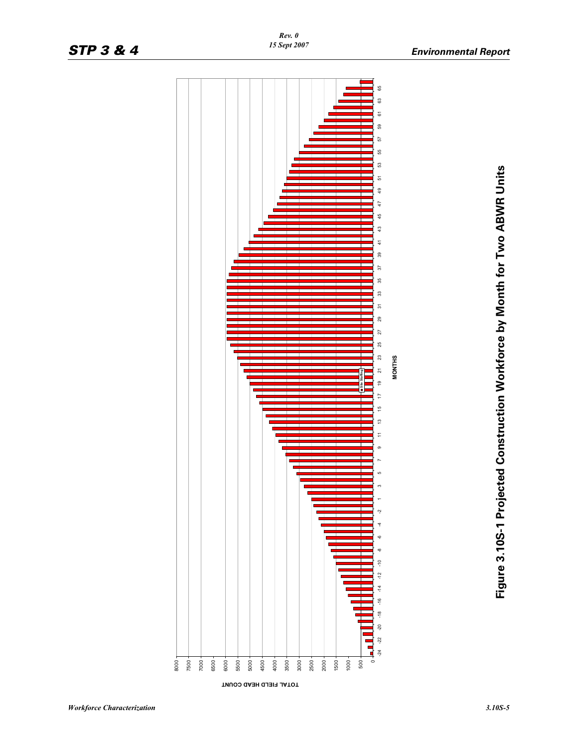TOTAL FIELD HEAD COUNT

MONTHS

Site Staffing

**Figure 3.10S-1 Projected Construction Workforce by Month for Two ABWR Units**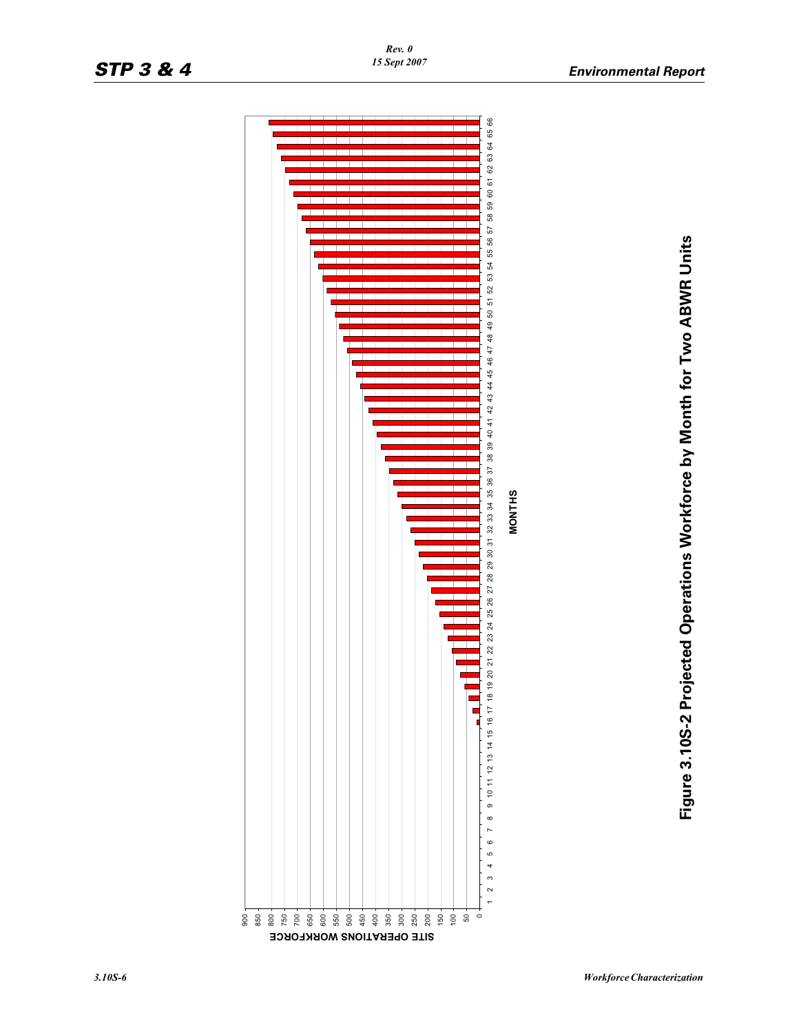SITE OPERATIONS WORKFORCE

900 850 800 750 700 650 600 550 500 450 400 350 300 250 200 150 100 50 0

MONTHS

1 2 3 4 5 6 7 8 9 10 11 12 13 14 15 16 17 18 19 20 21 22 23 24 25 26 27 28 29 30 31 32 33 34 35 36 37 38 39 40 41 42 43 44 45 46 47 48 49 50 51 52 53 54 55 56 57 58 59 60 61 62 63 64 65 66

**Figure 3.10S-2 Projected Operations Workforce by Month for Two ABWR Units**